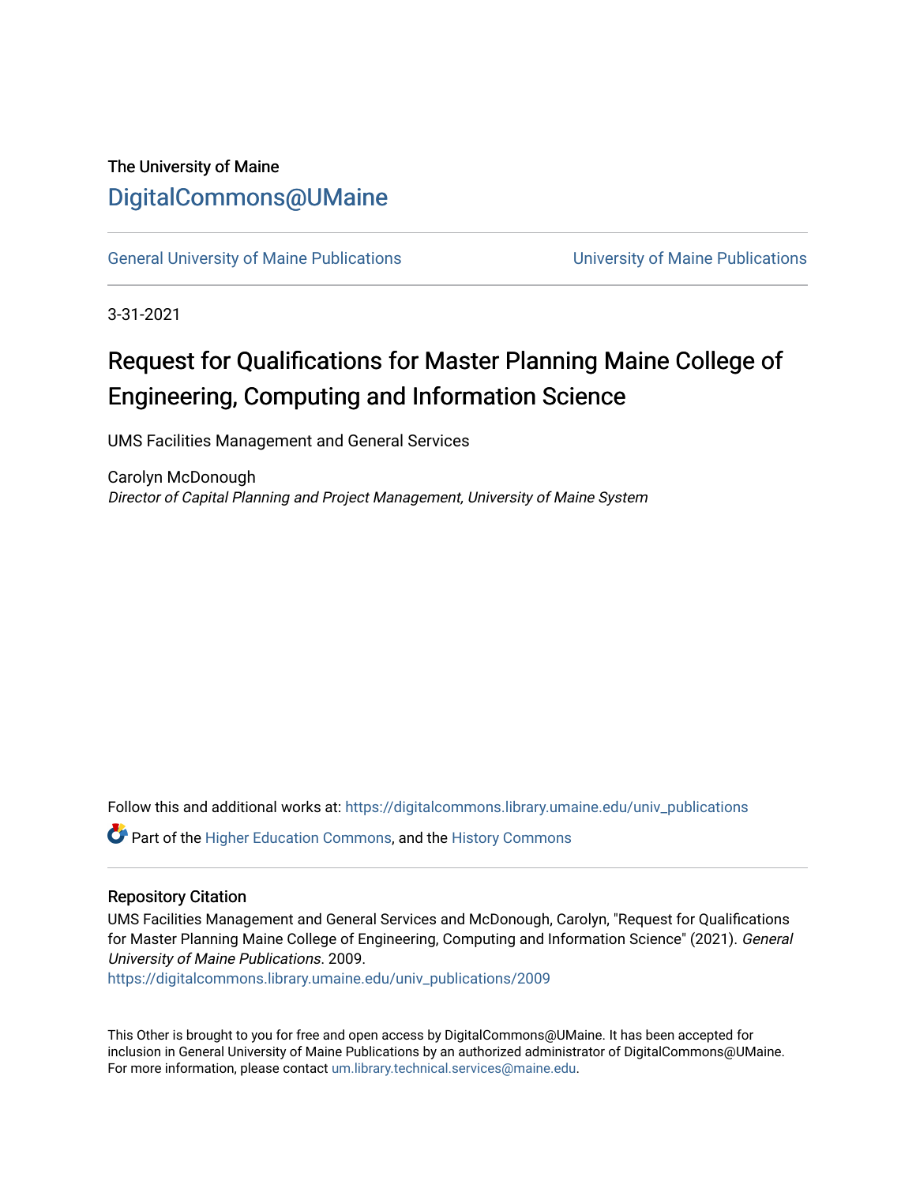The University of Maine

# DigitalCommons@UMaine

General University of Maine Publications | University of Maine Publications

3-31-2021

## Request for Qualifications for Master Planning Maine College of Engineering, Computing and Information Science

UMS Facilities Management and General Services

Carolyn McDonough
*Director of Capital Planning and Project Management, University of Maine System*

Follow this and additional works at: https://digitalcommons.library.umaine.edu/univ_publications

Part of the Higher Education Commons, and the History Commons

### Repository Citation

UMS Facilities Management and General Services and McDonough, Carolyn, "Request for Qualifications for Master Planning Maine College of Engineering, Computing and Information Science" (2021). *General University of Maine Publications*. 2009.
https://digitalcommons.library.umaine.edu/univ_publications/2009

This Other is brought to you for free and open access by DigitalCommons@UMaine. It has been accepted for inclusion in General University of Maine Publications by an authorized administrator of DigitalCommons@UMaine. For more information, please contact um.library.technical.services@maine.edu.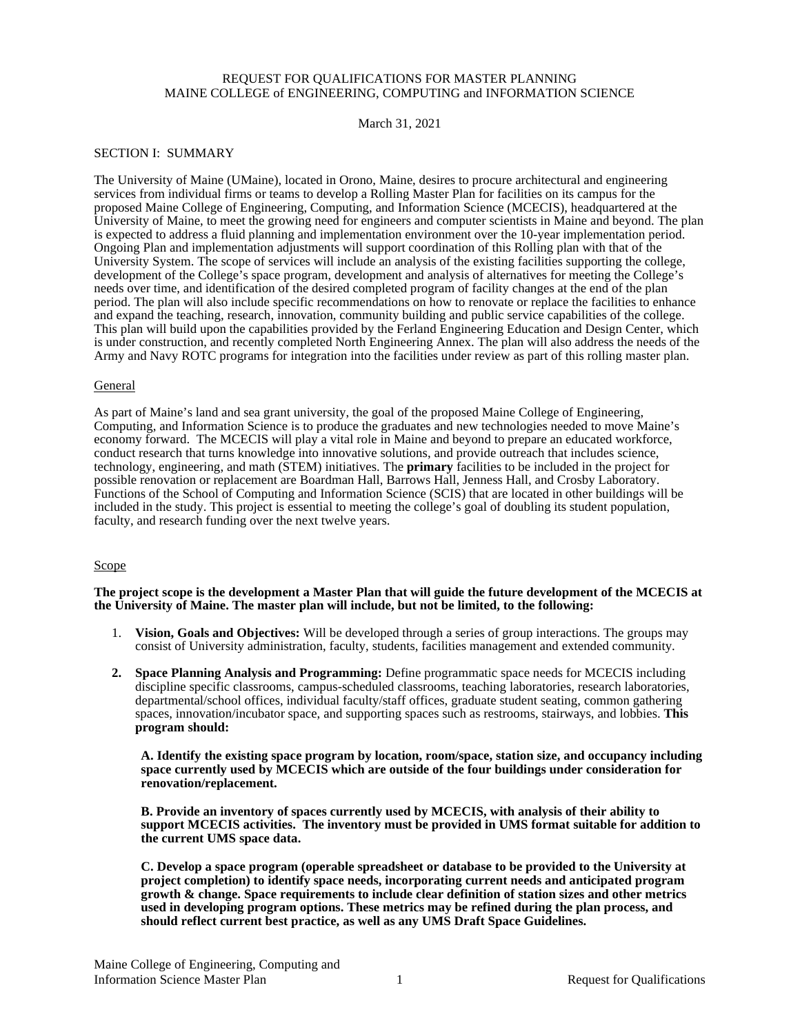REQUEST FOR QUALIFICATIONS FOR MASTER PLANNING
MAINE COLLEGE of ENGINEERING, COMPUTING and INFORMATION SCIENCE

March 31, 2021

## SECTION I: SUMMARY

The University of Maine (UMaine), located in Orono, Maine, desires to procure architectural and engineering services from individual firms or teams to develop a Rolling Master Plan for facilities on its campus for the proposed Maine College of Engineering, Computing, and Information Science (MCECIS), headquartered at the University of Maine, to meet the growing need for engineers and computer scientists in Maine and beyond. The plan is expected to address a fluid planning and implementation environment over the 10-year implementation period. Ongoing Plan and implementation adjustments will support coordination of this Rolling plan with that of the University System. The scope of services will include an analysis of the existing facilities supporting the college, development of the College's space program, development and analysis of alternatives for meeting the College's needs over time, and identification of the desired completed program of facility changes at the end of the plan period. The plan will also include specific recommendations on how to renovate or replace the facilities to enhance and expand the teaching, research, innovation, community building and public service capabilities of the college. This plan will build upon the capabilities provided by the Ferland Engineering Education and Design Center, which is under construction, and recently completed North Engineering Annex. The plan will also address the needs of the Army and Navy ROTC programs for integration into the facilities under review as part of this rolling master plan.

### General

As part of Maine's land and sea grant university, the goal of the proposed Maine College of Engineering, Computing, and Information Science is to produce the graduates and new technologies needed to move Maine's economy forward. The MCECIS will play a vital role in Maine and beyond to prepare an educated workforce, conduct research that turns knowledge into innovative solutions, and provide outreach that includes science, technology, engineering, and math (STEM) initiatives. The **primary** facilities to be included in the project for possible renovation or replacement are Boardman Hall, Barrows Hall, Jenness Hall, and Crosby Laboratory. Functions of the School of Computing and Information Science (SCIS) that are located in other buildings will be included in the study. This project is essential to meeting the college's goal of doubling its student population, faculty, and research funding over the next twelve years.

### Scope

**The project scope is the development a Master Plan that will guide the future development of the MCECIS at the University of Maine. The master plan will include, but not be limited, to the following:**

1. **Vision, Goals and Objectives:** Will be developed through a series of group interactions. The groups may consist of University administration, faculty, students, facilities management and extended community.

2. **Space Planning Analysis and Programming:** Define programmatic space needs for MCECIS including discipline specific classrooms, campus-scheduled classrooms, teaching laboratories, research laboratories, departmental/school offices, individual faculty/staff offices, graduate student seating, common gathering spaces, innovation/incubator space, and supporting spaces such as restrooms, stairways, and lobbies. **This program should:**

   **A. Identify the existing space program by location, room/space, station size, and occupancy including space currently used by MCECIS which are outside of the four buildings under consideration for renovation/replacement.**

   **B. Provide an inventory of spaces currently used by MCECIS, with analysis of their ability to support MCECIS activities. The inventory must be provided in UMS format suitable for addition to the current UMS space data.**

   **C. Develop a space program (operable spreadsheet or database to be provided to the University at project completion) to identify space needs, incorporating current needs and anticipated program growth & change. Space requirements to include clear definition of station sizes and other metrics used in developing program options. These metrics may be refined during the plan process, and should reflect current best practice, as well as any UMS Draft Space Guidelines.**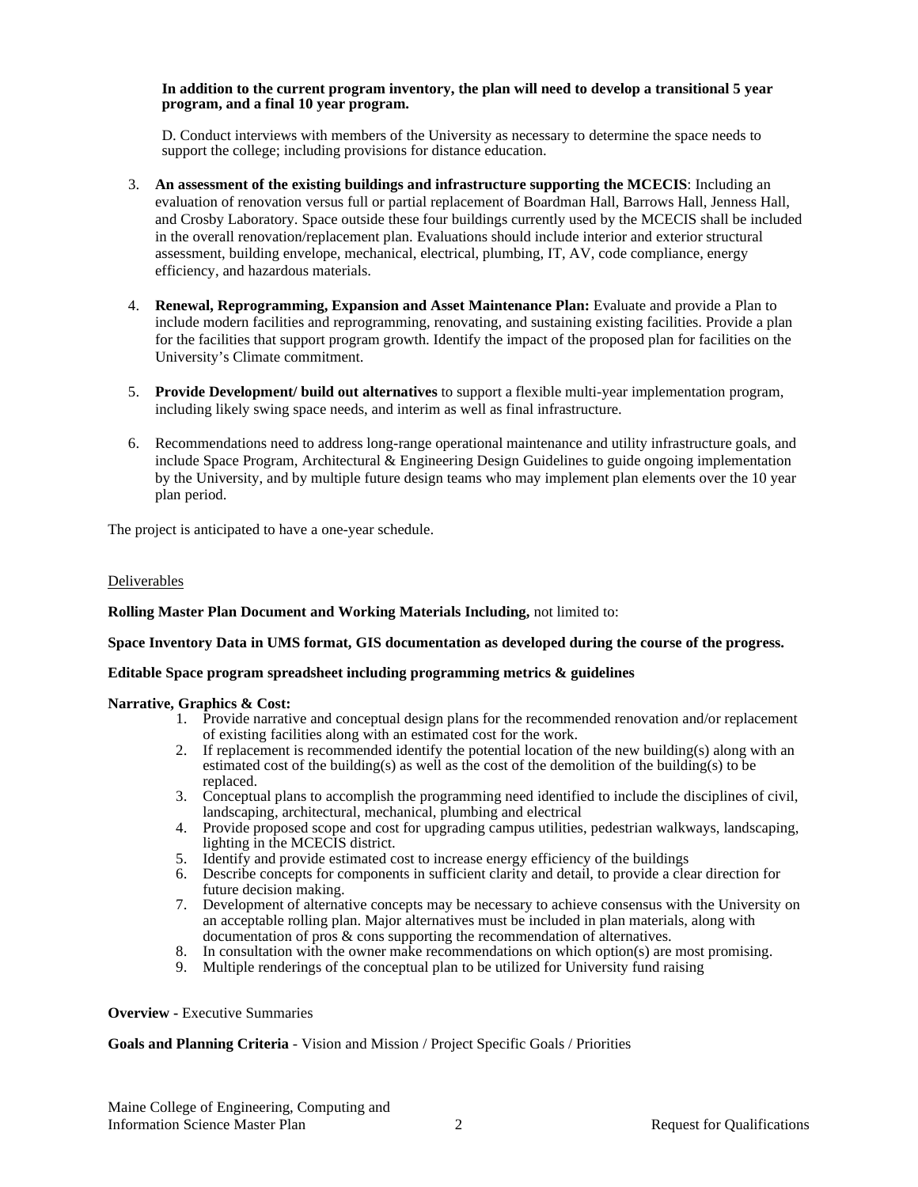**In addition to the current program inventory, the plan will need to develop a transitional 5 year program, and a final 10 year program.**

D. Conduct interviews with members of the University as necessary to determine the space needs to support the college; including provisions for distance education.

3. **An assessment of the existing buildings and infrastructure supporting the MCECIS**: Including an evaluation of renovation versus full or partial replacement of Boardman Hall, Barrows Hall, Jenness Hall, and Crosby Laboratory. Space outside these four buildings currently used by the MCECIS shall be included in the overall renovation/replacement plan. Evaluations should include interior and exterior structural assessment, building envelope, mechanical, electrical, plumbing, IT, AV, code compliance, energy efficiency, and hazardous materials.

4. **Renewal, Reprogramming, Expansion and Asset Maintenance Plan:** Evaluate and provide a Plan to include modern facilities and reprogramming, renovating, and sustaining existing facilities. Provide a plan for the facilities that support program growth. Identify the impact of the proposed plan for facilities on the University's Climate commitment.

5. **Provide Development/ build out alternatives** to support a flexible multi-year implementation program, including likely swing space needs, and interim as well as final infrastructure.

6. Recommendations need to address long-range operational maintenance and utility infrastructure goals, and include Space Program, Architectural & Engineering Design Guidelines to guide ongoing implementation by the University, and by multiple future design teams who may implement plan elements over the 10 year plan period.

The project is anticipated to have a one-year schedule.

Deliverables

**Rolling Master Plan Document and Working Materials Including,** not limited to:

**Space Inventory Data in UMS format, GIS documentation as developed during the course of the progress.**

**Editable Space program spreadsheet including programming metrics & guidelines**

**Narrative, Graphics & Cost:**

1. Provide narrative and conceptual design plans for the recommended renovation and/or replacement of existing facilities along with an estimated cost for the work.
2. If replacement is recommended identify the potential location of the new building(s) along with an estimated cost of the building(s) as well as the cost of the demolition of the building(s) to be replaced.
3. Conceptual plans to accomplish the programming need identified to include the disciplines of civil, landscaping, architectural, mechanical, plumbing and electrical
4. Provide proposed scope and cost for upgrading campus utilities, pedestrian walkways, landscaping, lighting in the MCECIS district.
5. Identify and provide estimated cost to increase energy efficiency of the buildings
6. Describe concepts for components in sufficient clarity and detail, to provide a clear direction for future decision making.
7. Development of alternative concepts may be necessary to achieve consensus with the University on an acceptable rolling plan. Major alternatives must be included in plan materials, along with documentation of pros & cons supporting the recommendation of alternatives.
8. In consultation with the owner make recommendations on which option(s) are most promising.
9. Multiple renderings of the conceptual plan to be utilized for University fund raising

**Overview** - Executive Summaries

**Goals and Planning Criteria** - Vision and Mission / Project Specific Goals / Priorities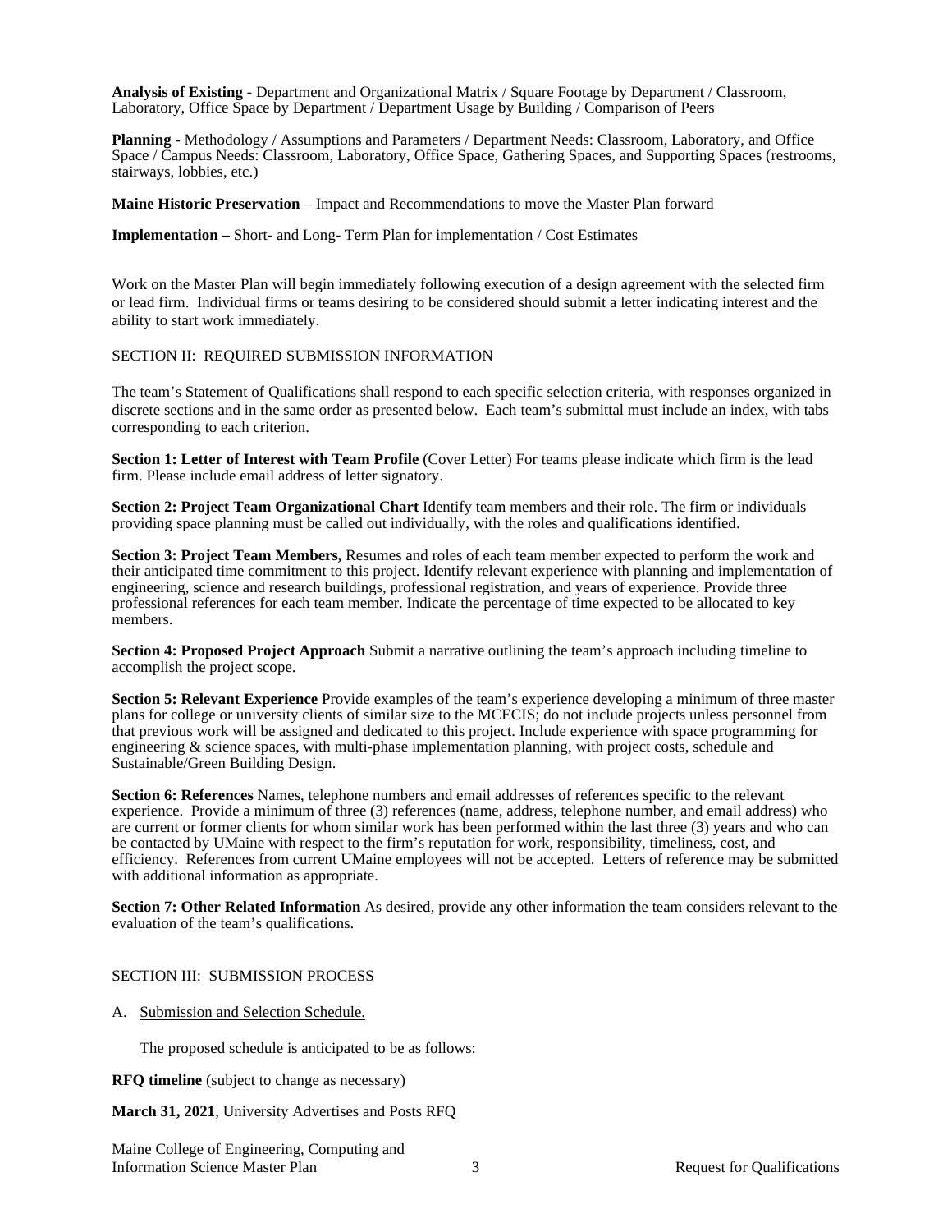**Analysis of Existing** - Department and Organizational Matrix / Square Footage by Department / Classroom, Laboratory, Office Space by Department / Department Usage by Building / Comparison of Peers

**Planning** - Methodology / Assumptions and Parameters / Department Needs: Classroom, Laboratory, and Office Space / Campus Needs: Classroom, Laboratory, Office Space, Gathering Spaces, and Supporting Spaces (restrooms, stairways, lobbies, etc.)

**Maine Historic Preservation** – Impact and Recommendations to move the Master Plan forward

**Implementation –** Short- and Long- Term Plan for implementation / Cost Estimates

Work on the Master Plan will begin immediately following execution of a design agreement with the selected firm or lead firm. Individual firms or teams desiring to be considered should submit a letter indicating interest and the ability to start work immediately.

SECTION II: REQUIRED SUBMISSION INFORMATION

The team's Statement of Qualifications shall respond to each specific selection criteria, with responses organized in discrete sections and in the same order as presented below. Each team's submittal must include an index, with tabs corresponding to each criterion.

**Section 1: Letter of Interest with Team Profile** (Cover Letter) For teams please indicate which firm is the lead firm. Please include email address of letter signatory.

**Section 2: Project Team Organizational Chart** Identify team members and their role. The firm or individuals providing space planning must be called out individually, with the roles and qualifications identified.

**Section 3: Project Team Members,** Resumes and roles of each team member expected to perform the work and their anticipated time commitment to this project. Identify relevant experience with planning and implementation of engineering, science and research buildings, professional registration, and years of experience. Provide three professional references for each team member. Indicate the percentage of time expected to be allocated to key members.

**Section 4: Proposed Project Approach** Submit a narrative outlining the team's approach including timeline to accomplish the project scope.

**Section 5: Relevant Experience** Provide examples of the team's experience developing a minimum of three master plans for college or university clients of similar size to the MCECIS; do not include projects unless personnel from that previous work will be assigned and dedicated to this project. Include experience with space programming for engineering & science spaces, with multi-phase implementation planning, with project costs, schedule and Sustainable/Green Building Design.

**Section 6: References** Names, telephone numbers and email addresses of references specific to the relevant experience. Provide a minimum of three (3) references (name, address, telephone number, and email address) who are current or former clients for whom similar work has been performed within the last three (3) years and who can be contacted by UMaine with respect to the firm's reputation for work, responsibility, timeliness, cost, and efficiency. References from current UMaine employees will not be accepted. Letters of reference may be submitted with additional information as appropriate.

**Section 7: Other Related Information** As desired, provide any other information the team considers relevant to the evaluation of the team's qualifications.

SECTION III: SUBMISSION PROCESS

A. Submission and Selection Schedule.

The proposed schedule is anticipated to be as follows:

**RFQ timeline** (subject to change as necessary)

**March 31, 2021**, University Advertises and Posts RFQ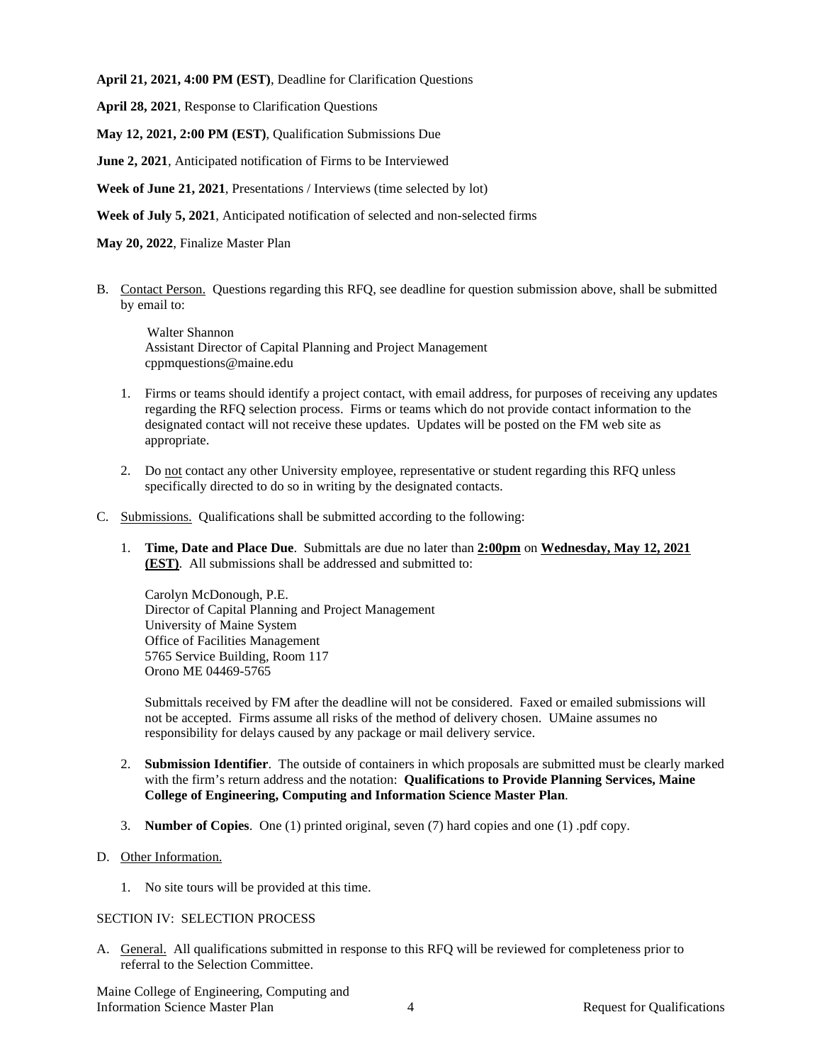**April 21, 2021, 4:00 PM (EST)**, Deadline for Clarification Questions

**April 28, 2021**, Response to Clarification Questions

**May 12, 2021, 2:00 PM (EST)**, Qualification Submissions Due

**June 2, 2021**, Anticipated notification of Firms to be Interviewed

**Week of June 21, 2021**, Presentations / Interviews (time selected by lot)

**Week of July 5, 2021**, Anticipated notification of selected and non-selected firms

**May 20, 2022**, Finalize Master Plan

B. Contact Person. Questions regarding this RFQ, see deadline for question submission above, shall be submitted by email to:

   Walter Shannon
   Assistant Director of Capital Planning and Project Management
   cppmquestions@maine.edu

   1. Firms or teams should identify a project contact, with email address, for purposes of receiving any updates regarding the RFQ selection process. Firms or teams which do not provide contact information to the designated contact will not receive these updates. Updates will be posted on the FM web site as appropriate.

   2. Do not contact any other University employee, representative or student regarding this RFQ unless specifically directed to do so in writing by the designated contacts.

C. Submissions. Qualifications shall be submitted according to the following:

   1. **Time, Date and Place Due**. Submittals are due no later than **2:00pm** on **Wednesday, May 12, 2021 (EST)**. All submissions shall be addressed and submitted to:

      Carolyn McDonough, P.E.
      Director of Capital Planning and Project Management
      University of Maine System
      Office of Facilities Management
      5765 Service Building, Room 117
      Orono ME 04469-5765

      Submittals received by FM after the deadline will not be considered. Faxed or emailed submissions will not be accepted. Firms assume all risks of the method of delivery chosen. UMaine assumes no responsibility for delays caused by any package or mail delivery service.

   2. **Submission Identifier**. The outside of containers in which proposals are submitted must be clearly marked with the firm's return address and the notation: **Qualifications to Provide Planning Services, Maine College of Engineering, Computing and Information Science Master Plan**.

   3. **Number of Copies**. One (1) printed original, seven (7) hard copies and one (1) .pdf copy.

D. Other Information.

   1. No site tours will be provided at this time.

## SECTION IV: SELECTION PROCESS

A. General. All qualifications submitted in response to this RFQ will be reviewed for completeness prior to referral to the Selection Committee.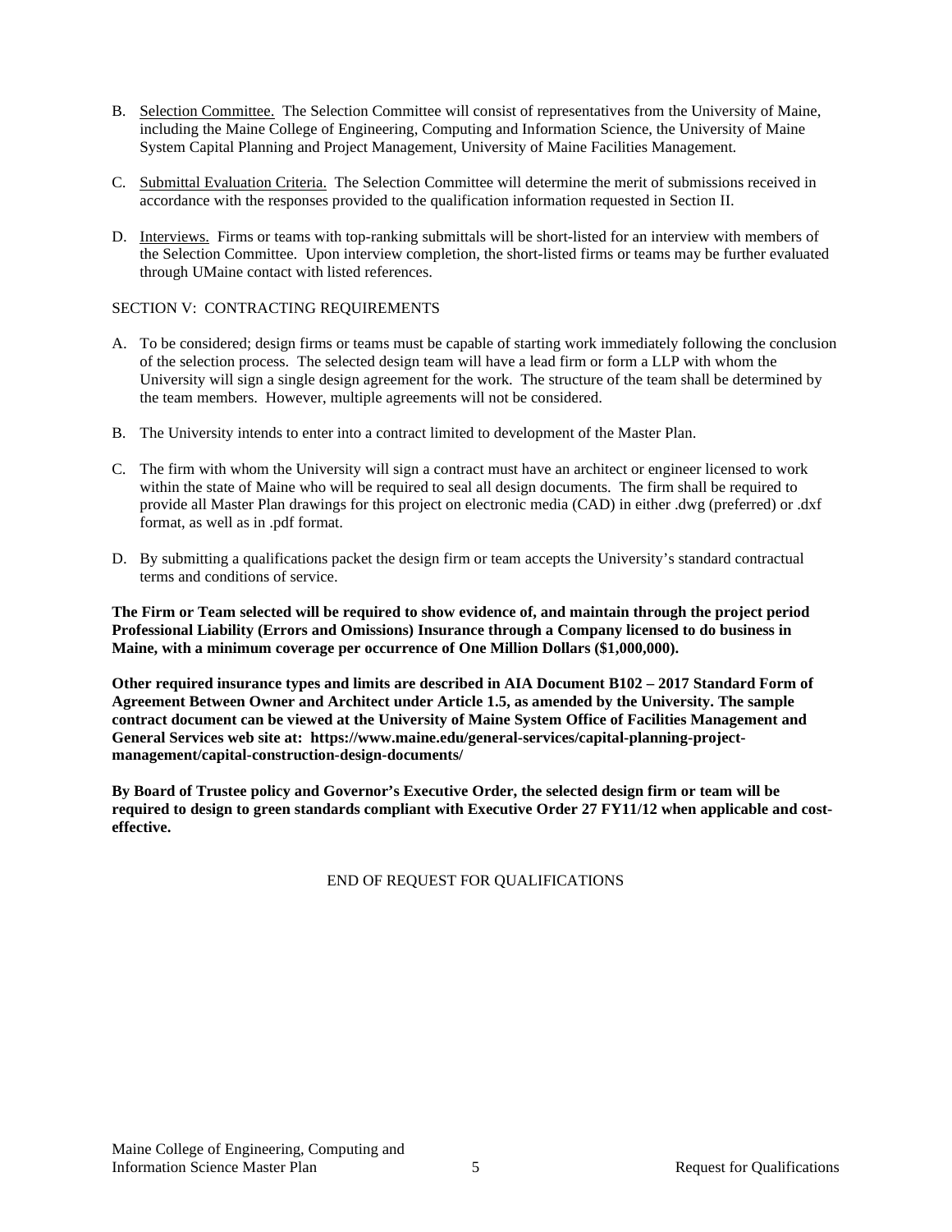B. Selection Committee. The Selection Committee will consist of representatives from the University of Maine, including the Maine College of Engineering, Computing and Information Science, the University of Maine System Capital Planning and Project Management, University of Maine Facilities Management.

C. Submittal Evaluation Criteria. The Selection Committee will determine the merit of submissions received in accordance with the responses provided to the qualification information requested in Section II.

D. Interviews. Firms or teams with top-ranking submittals will be short-listed for an interview with members of the Selection Committee. Upon interview completion, the short-listed firms or teams may be further evaluated through UMaine contact with listed references.

SECTION V: CONTRACTING REQUIREMENTS

A. To be considered; design firms or teams must be capable of starting work immediately following the conclusion of the selection process. The selected design team will have a lead firm or form a LLP with whom the University will sign a single design agreement for the work. The structure of the team shall be determined by the team members. However, multiple agreements will not be considered.

B. The University intends to enter into a contract limited to development of the Master Plan.

C. The firm with whom the University will sign a contract must have an architect or engineer licensed to work within the state of Maine who will be required to seal all design documents. The firm shall be required to provide all Master Plan drawings for this project on electronic media (CAD) in either .dwg (preferred) or .dxf format, as well as in .pdf format.

D. By submitting a qualifications packet the design firm or team accepts the University's standard contractual terms and conditions of service.

**The Firm or Team selected will be required to show evidence of, and maintain through the project period Professional Liability (Errors and Omissions) Insurance through a Company licensed to do business in Maine, with a minimum coverage per occurrence of One Million Dollars ($1,000,000).**

**Other required insurance types and limits are described in AIA Document B102 – 2017 Standard Form of Agreement Between Owner and Architect under Article 1.5, as amended by the University. The sample contract document can be viewed at the University of Maine System Office of Facilities Management and General Services web site at: https://www.maine.edu/general-services/capital-planning-project-management/capital-construction-design-documents/**

**By Board of Trustee policy and Governor's Executive Order, the selected design firm or team will be required to design to green standards compliant with Executive Order 27 FY11/12 when applicable and cost-effective.**

END OF REQUEST FOR QUALIFICATIONS